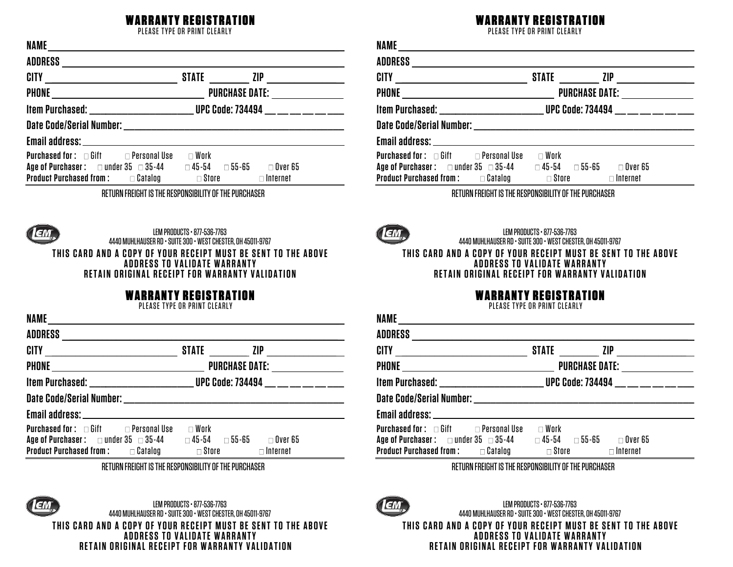## WARRANTY REGISTRATION

PLEASE TYPE OR PRINT CLEARLY

**NAME** ______________________________

**ADDRESS** ______________________________

**CITY** ______________ **STATE** ________ **ZIP** ____________

**PHONE** ______________________ **PURCHASE DATE:** ____________

**Item Purchased:** ______________ **UPC Code: 734494** __ __ __ __ __ __

**Date Code/Serial Number:** ______________________________

**Email address:** ______________________________

**Purchased for :** □ Gift □ Personal Use □ Work

**Age of Purchaser :** □ under 35 □ 35-44 □ 45-54 □ 55-65 □ Over 65

**Product Purchased from :** □ Catalog □ Store □ Internet

RETURN FREIGHT IS THE RESPONSIBILITY OF THE PURCHASER

LEM PRODUCTS • 877-536-7763
4440 MUHLHAUSER RD • SUITE 300 • WEST CHESTER, OH 45011-9767

**THIS CARD AND A COPY OF YOUR RECEIPT MUST BE SENT TO THE ABOVE ADDRESS TO VALIDATE WARRANTY**
**RETAIN ORIGINAL RECEIPT FOR WARRANTY VALIDATION**

## WARRANTY REGISTRATION

PLEASE TYPE OR PRINT CLEARLY

**NAME** ______________________________

**ADDRESS** ______________________________

**CITY** ______________ **STATE** ________ **ZIP** ____________

**PHONE** ______________________ **PURCHASE DATE:** ____________

**Item Purchased:** ______________ **UPC Code: 734494** __ __ __ __ __ __

**Date Code/Serial Number:** ______________________________

**Email address:** ______________________________

**Purchased for :** □ Gift □ Personal Use □ Work

**Age of Purchaser :** □ under 35 □ 35-44 □ 45-54 □ 55-65 □ Over 65

**Product Purchased from :** □ Catalog □ Store □ Internet

RETURN FREIGHT IS THE RESPONSIBILITY OF THE PURCHASER

LEM PRODUCTS • 877-536-7763
4440 MUHLHAUSER RD • SUITE 300 • WEST CHESTER, OH 45011-9767

**THIS CARD AND A COPY OF YOUR RECEIPT MUST BE SENT TO THE ABOVE ADDRESS TO VALIDATE WARRANTY**
**RETAIN ORIGINAL RECEIPT FOR WARRANTY VALIDATION**

## WARRANTY REGISTRATION

PLEASE TYPE OR PRINT CLEARLY

**NAME** ______________________________

**ADDRESS** ______________________________

**CITY** ______________ **STATE** ________ **ZIP** ____________

**PHONE** ______________________ **PURCHASE DATE:** ____________

**Item Purchased:** ______________ **UPC Code: 734494** __ __ __ __ __ __

**Date Code/Serial Number:** ______________________________

**Email address:** ______________________________

**Purchased for :** □ Gift □ Personal Use □ Work

**Age of Purchaser :** □ under 35 □ 35-44 □ 45-54 □ 55-65 □ Over 65

**Product Purchased from :** □ Catalog □ Store □ Internet

RETURN FREIGHT IS THE RESPONSIBILITY OF THE PURCHASER

LEM PRODUCTS • 877-536-7763
4440 MUHLHAUSER RD • SUITE 300 • WEST CHESTER, OH 45011-9767

**THIS CARD AND A COPY OF YOUR RECEIPT MUST BE SENT TO THE ABOVE ADDRESS TO VALIDATE WARRANTY**
**RETAIN ORIGINAL RECEIPT FOR WARRANTY VALIDATION**

## WARRANTY REGISTRATION

PLEASE TYPE OR PRINT CLEARLY

**NAME** ______________________________

**ADDRESS** ______________________________

**CITY** ______________ **STATE** ________ **ZIP** ____________

**PHONE** ______________________ **PURCHASE DATE:** ____________

**Item Purchased:** ______________ **UPC Code: 734494** __ __ __ __ __ __

**Date Code/Serial Number:** ______________________________

**Email address:** ______________________________

**Purchased for :** □ Gift □ Personal Use □ Work

**Age of Purchaser :** □ under 35 □ 35-44 □ 45-54 □ 55-65 □ Over 65

**Product Purchased from :** □ Catalog □ Store □ Internet

RETURN FREIGHT IS THE RESPONSIBILITY OF THE PURCHASER

LEM PRODUCTS • 877-536-7763
4440 MUHLHAUSER RD • SUITE 300 • WEST CHESTER, OH 45011-9767

**THIS CARD AND A COPY OF YOUR RECEIPT MUST BE SENT TO THE ABOVE ADDRESS TO VALIDATE WARRANTY**
**RETAIN ORIGINAL RECEIPT FOR WARRANTY VALIDATION**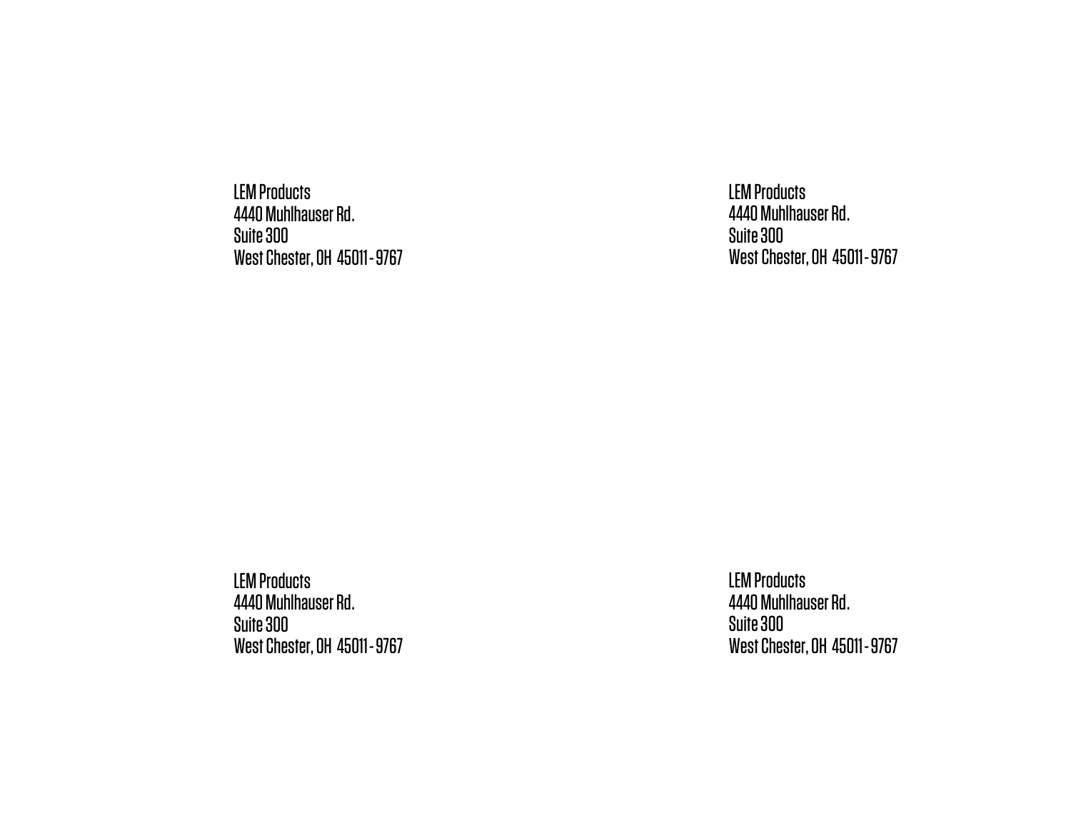LEM Products
4440 Muhlhauser Rd.
Suite 300
West Chester, OH  45011 - 9767

LEM Products
4440 Muhlhauser Rd.
Suite 300
West Chester, OH  45011 - 9767

LEM Products
4440 Muhlhauser Rd.
Suite 300
West Chester, OH  45011 - 9767

LEM Products
4440 Muhlhauser Rd.
Suite 300
West Chester, OH  45011 - 9767